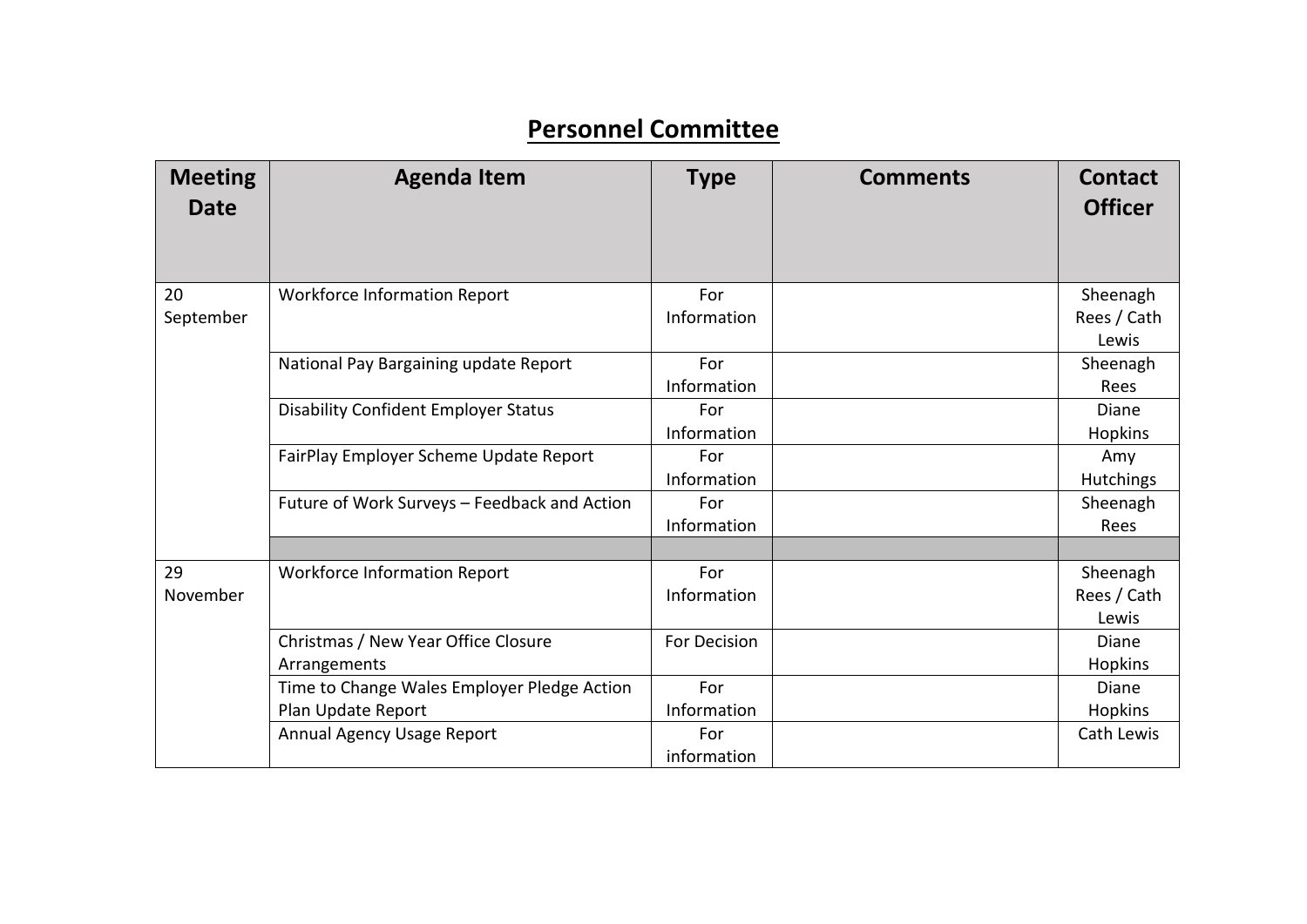# Personnel Committee

| Meeting Date | Agenda Item | Type | Comments | Contact Officer |
|---|---|---|---|---|
| 20 September | Workforce Information Report | For Information | | Sheenagh Rees / Cath Lewis |
| | National Pay Bargaining update Report | For Information | | Sheenagh Rees |
| | Disability Confident Employer Status | For Information | | Diane Hopkins |
| | FairPlay Employer Scheme Update Report | For Information | | Amy Hutchings |
| | Future of Work Surveys – Feedback and Action | For Information | | Sheenagh Rees |
| | | | | |
| 29 November | Workforce Information Report | For Information | | Sheenagh Rees / Cath Lewis |
| | Christmas / New Year Office Closure Arrangements | For Decision | | Diane Hopkins |
| | Time to Change Wales Employer Pledge Action Plan Update Report | For Information | | Diane Hopkins |
| | Annual Agency Usage Report | For information | | Cath Lewis |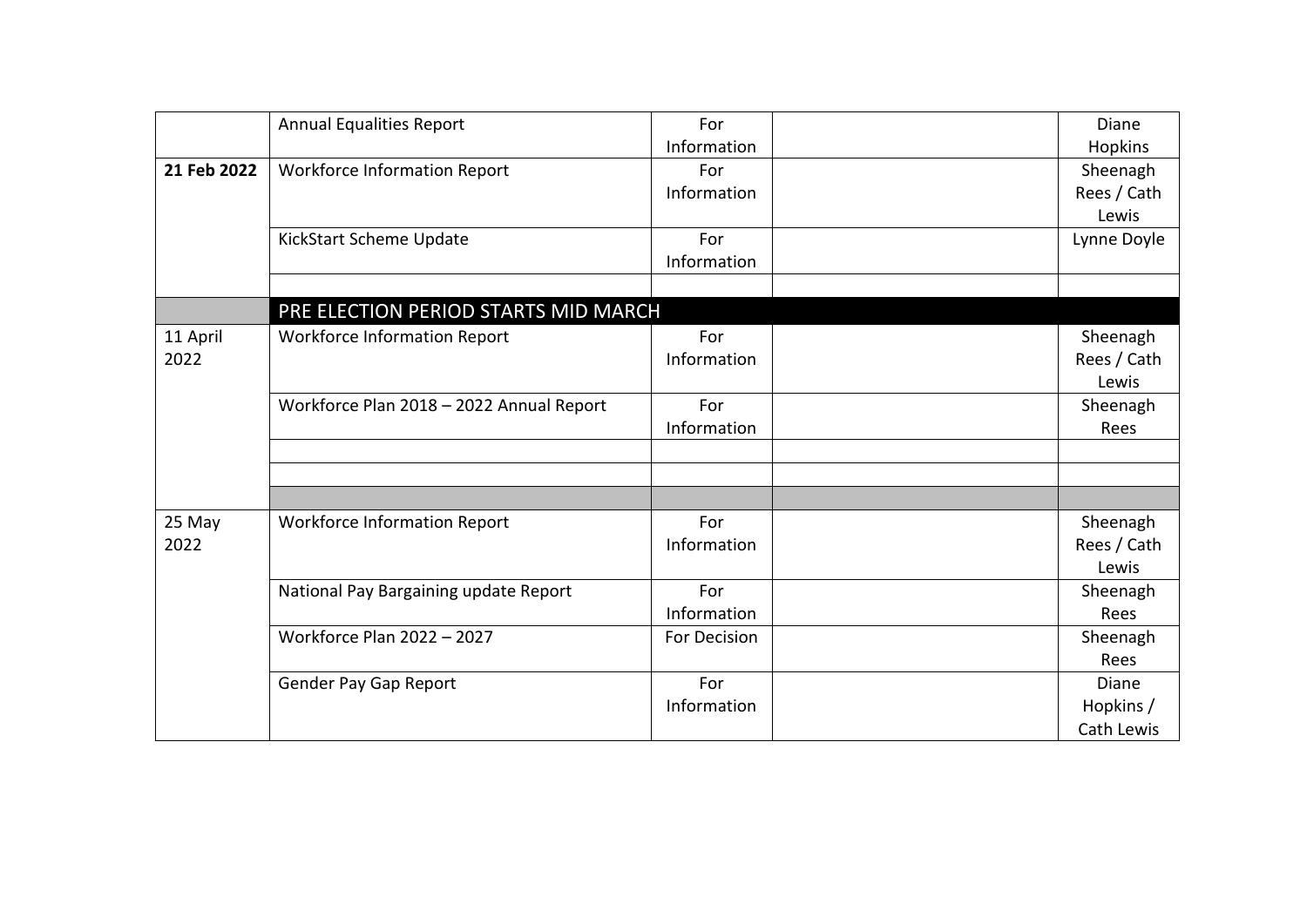| | | | | |
|---|---|---|---|---|
| | Annual Equalities Report | For Information | | Diane Hopkins |
| **21 Feb 2022** | Workforce Information Report | For Information | | Sheenagh Rees / Cath Lewis |
| | KickStart Scheme Update | For Information | | Lynne Doyle |
| | | | | |
| | PRE ELECTION PERIOD STARTS MID MARCH | | | |
| 11 April 2022 | Workforce Information Report | For Information | | Sheenagh Rees / Cath Lewis |
| | Workforce Plan 2018 – 2022 Annual Report | For Information | | Sheenagh Rees |
| | | | | |
| | | | | |
| | | | | |
| 25 May 2022 | Workforce Information Report | For Information | | Sheenagh Rees / Cath Lewis |
| | National Pay Bargaining update Report | For Information | | Sheenagh Rees |
| | Workforce Plan 2022 – 2027 | For Decision | | Sheenagh Rees |
| | Gender Pay Gap Report | For Information | | Diane Hopkins / Cath Lewis |